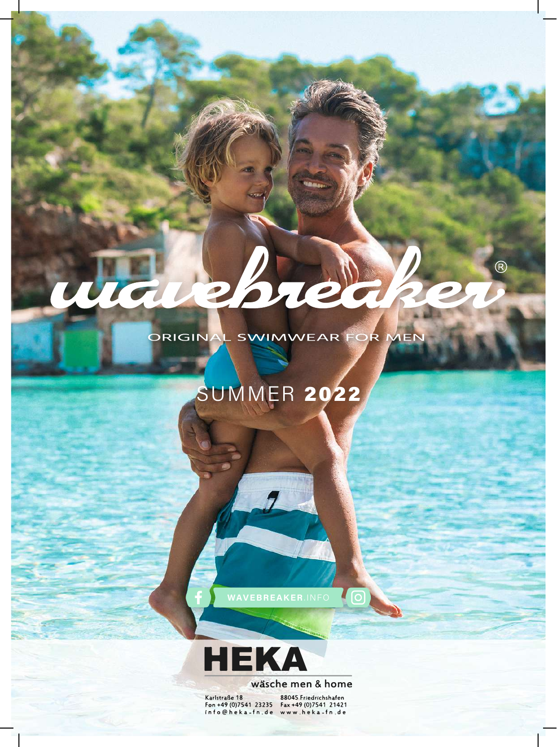# wavebreaker®

ORIGINAL SWIMWEAR FOR MEN

## SUMMER **2022**

**WAVEBREAKER**.INFO

**HEKA**

wäsche men & home

Karlstraße 18
88045 Friedrichshafen
Fon +49 (0)7541 23235
Fax +49 (0)7541 21421
info@heka-fn.de
www.heka-fn.de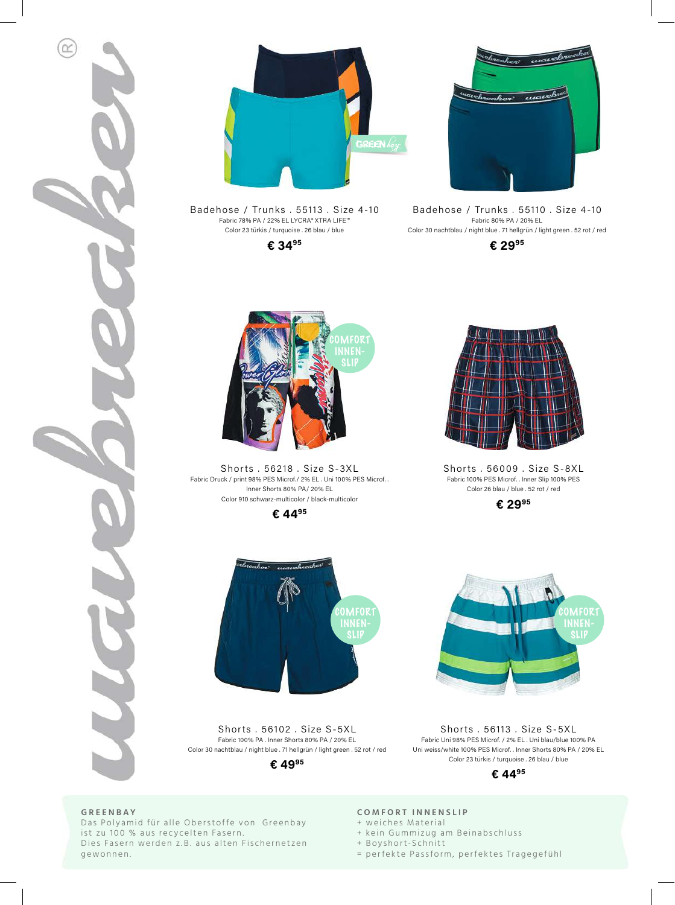Badehose / Trunks . 55113 . Size 4-10
Fabric 78% PA / 22% EL LYCRA® XTRA LIFE™
Color 23 türkis / turquoise . 26 blau / blue

**€ 34[95]**

Badehose / Trunks . 55110 . Size 4-10
Fabric 80% PA / 20% EL
Color 30 nachtblau / night blue . 71 hellgrün / light green . 52 rot / red

**€ 29[95]**

Shorts . 56218 . Size S-3XL
Fabric Druck / print 98% PES Microf./ 2% EL . Uni 100% PES Microf. .
Inner Shorts 80% PA/ 20% EL
Color 910 schwarz-multicolor / black-multicolor

**€ 44[95]**

Shorts . 56009 . Size S-8XL
Fabric 100% PES Microf. . Inner Slip 100% PES
Color 26 blau / blue . 52 rot / red

**€ 29[95]**

Shorts . 56102 . Size S-5XL
Fabric 100% PA . Inner Shorts 80% PA / 20% EL
Color 30 nachtblau / night blue . 71 hellgrün / light green . 52 rot / red

**€ 49[95]**

Shorts . 56113 . Size S-5XL
Fabric Uni 98% PES Microf. / 2% EL . Uni blau/blue 100% PA
Uni weiss/white 100% PES Microf. . Inner Shorts 80% PA / 20% EL
Color 23 türkis / turquoise . 26 blau / blue

**€ 44[95]**

**GREENBAY**

Das Polyamid für alle Oberstoffe von Greenbay ist zu 100 % aus recycelten Fasern.
Dies Fasern werden z.B. aus alten Fischernetzen gewonnen.

**COMFORT INNENSLIP**

+ weiches Material
+ kein Gummizug am Beinabschluss
+ Boyshort-Schnitt
= perfekte Passform, perfektes Tragegefühl